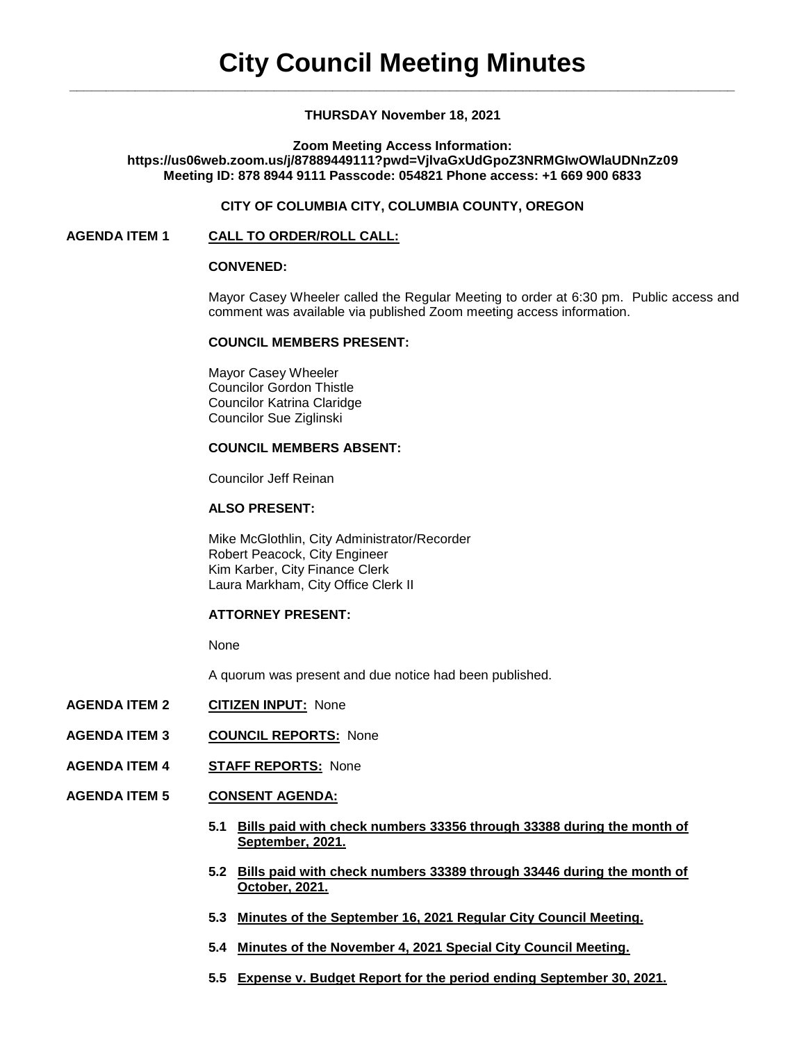# City Council Meeting Minutes

**THURSDAY November 18, 2021**

**Zoom Meeting Access Information:**
**https://us06web.zoom.us/j/87889449111?pwd=VjlvaGxUdGpoZ3NRMGIwOWlaUDNnZz09**
**Meeting ID: 878 8944 9111 Passcode: 054821 Phone access: +1 669 900 6833**

**CITY OF COLUMBIA CITY, COLUMBIA COUNTY, OREGON**

**AGENDA ITEM 1** **CALL TO ORDER/ROLL CALL:**

**CONVENED:**

Mayor Casey Wheeler called the Regular Meeting to order at 6:30 pm. Public access and comment was available via published Zoom meeting access information.

**COUNCIL MEMBERS PRESENT:**

Mayor Casey Wheeler
Councilor Gordon Thistle
Councilor Katrina Claridge
Councilor Sue Ziglinski

**COUNCIL MEMBERS ABSENT:**

Councilor Jeff Reinan

**ALSO PRESENT:**

Mike McGlothlin, City Administrator/Recorder
Robert Peacock, City Engineer
Kim Karber, City Finance Clerk
Laura Markham, City Office Clerk II

**ATTORNEY PRESENT:**

None

A quorum was present and due notice had been published.

**AGENDA ITEM 2** **CITIZEN INPUT:** None

**AGENDA ITEM 3** **COUNCIL REPORTS:** None

**AGENDA ITEM 4** **STAFF REPORTS:** None

**AGENDA ITEM 5** **CONSENT AGENDA:**

**5.1 Bills paid with check numbers 33356 through 33388 during the month of September, 2021.**

**5.2 Bills paid with check numbers 33389 through 33446 during the month of October, 2021.**

**5.3 Minutes of the September 16, 2021 Regular City Council Meeting.**

**5.4 Minutes of the November 4, 2021 Special City Council Meeting.**

**5.5 Expense v. Budget Report for the period ending September 30, 2021.**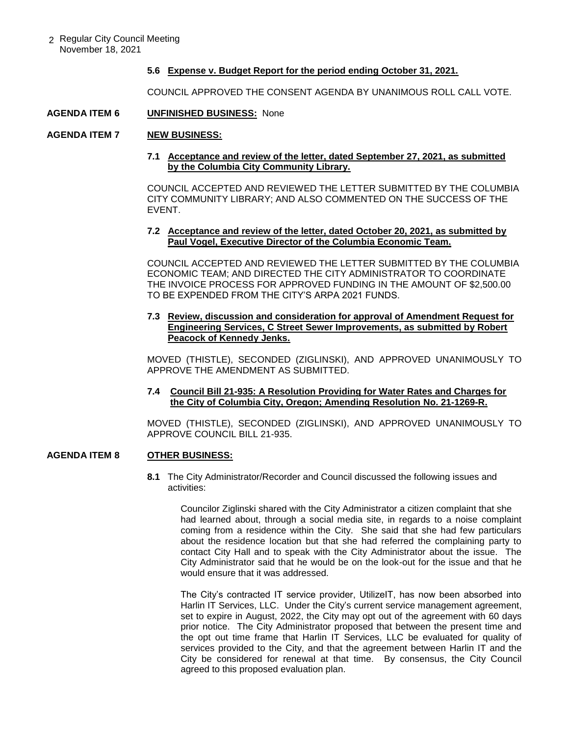**5.6 Expense v. Budget Report for the period ending October 31, 2021.**

COUNCIL APPROVED THE CONSENT AGENDA BY UNANIMOUS ROLL CALL VOTE.

**AGENDA ITEM 6 UNFINISHED BUSINESS:** None

**AGENDA ITEM 7 NEW BUSINESS:**

**7.1 Acceptance and review of the letter, dated September 27, 2021, as submitted by the Columbia City Community Library.**

COUNCIL ACCEPTED AND REVIEWED THE LETTER SUBMITTED BY THE COLUMBIA CITY COMMUNITY LIBRARY; AND ALSO COMMENTED ON THE SUCCESS OF THE EVENT.

**7.2 Acceptance and review of the letter, dated October 20, 2021, as submitted by Paul Vogel, Executive Director of the Columbia Economic Team.**

COUNCIL ACCEPTED AND REVIEWED THE LETTER SUBMITTED BY THE COLUMBIA ECONOMIC TEAM; AND DIRECTED THE CITY ADMINISTRATOR TO COORDINATE THE INVOICE PROCESS FOR APPROVED FUNDING IN THE AMOUNT OF $2,500.00 TO BE EXPENDED FROM THE CITY'S ARPA 2021 FUNDS.

**7.3 Review, discussion and consideration for approval of Amendment Request for Engineering Services, C Street Sewer Improvements, as submitted by Robert Peacock of Kennedy Jenks.**

MOVED (THISTLE), SECONDED (ZIGLINSKI), AND APPROVED UNANIMOUSLY TO APPROVE THE AMENDMENT AS SUBMITTED.

**7.4 Council Bill 21-935: A Resolution Providing for Water Rates and Charges for the City of Columbia City, Oregon; Amending Resolution No. 21-1269-R.**

MOVED (THISTLE), SECONDED (ZIGLINSKI), AND APPROVED UNANIMOUSLY TO APPROVE COUNCIL BILL 21-935.

**AGENDA ITEM 8 OTHER BUSINESS:**

**8.1** The City Administrator/Recorder and Council discussed the following issues and activities:

Councilor Ziglinski shared with the City Administrator a citizen complaint that she had learned about, through a social media site, in regards to a noise complaint coming from a residence within the City. She said that she had few particulars about the residence location but that she had referred the complaining party to contact City Hall and to speak with the City Administrator about the issue. The City Administrator said that he would be on the look-out for the issue and that he would ensure that it was addressed.

The City's contracted IT service provider, UtilizeIT, has now been absorbed into Harlin IT Services, LLC. Under the City's current service management agreement, set to expire in August, 2022, the City may opt out of the agreement with 60 days prior notice. The City Administrator proposed that between the present time and the opt out time frame that Harlin IT Services, LLC be evaluated for quality of services provided to the City, and that the agreement between Harlin IT and the City be considered for renewal at that time. By consensus, the City Council agreed to this proposed evaluation plan.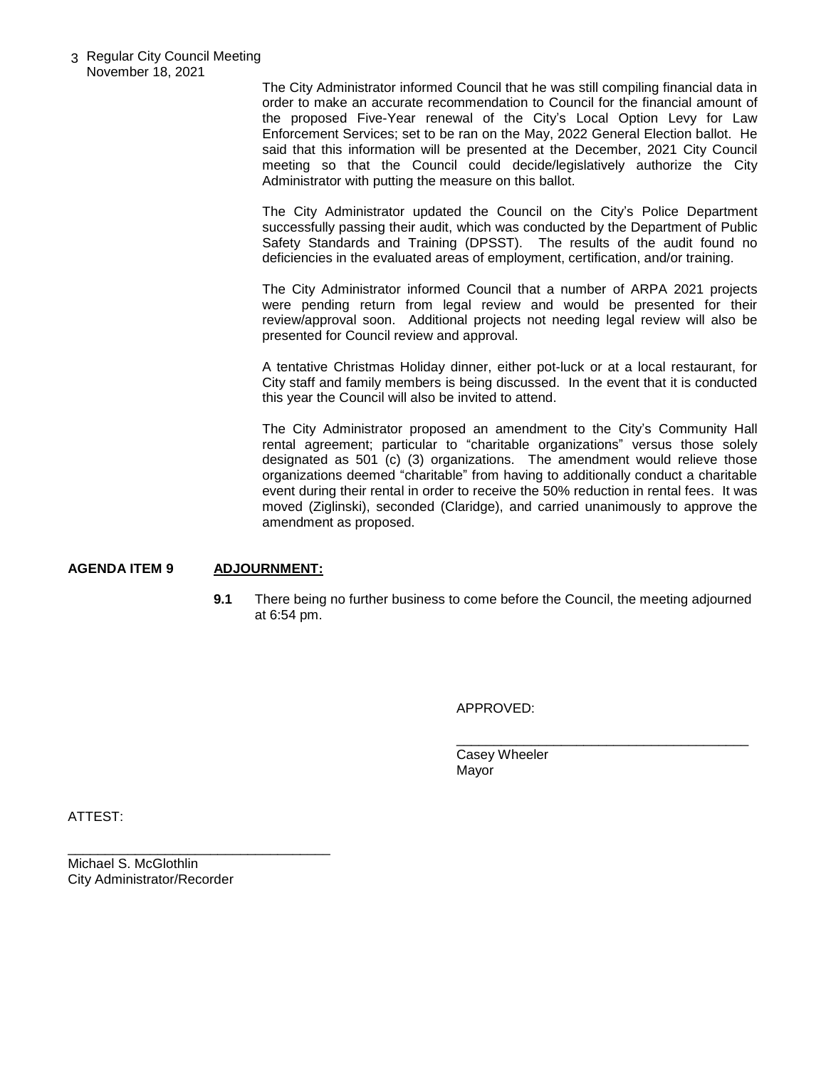The City Administrator informed Council that he was still compiling financial data in order to make an accurate recommendation to Council for the financial amount of the proposed Five-Year renewal of the City's Local Option Levy for Law Enforcement Services; set to be ran on the May, 2022 General Election ballot. He said that this information will be presented at the December, 2021 City Council meeting so that the Council could decide/legislatively authorize the City Administrator with putting the measure on this ballot.

The City Administrator updated the Council on the City's Police Department successfully passing their audit, which was conducted by the Department of Public Safety Standards and Training (DPSST). The results of the audit found no deficiencies in the evaluated areas of employment, certification, and/or training.

The City Administrator informed Council that a number of ARPA 2021 projects were pending return from legal review and would be presented for their review/approval soon. Additional projects not needing legal review will also be presented for Council review and approval.

A tentative Christmas Holiday dinner, either pot-luck or at a local restaurant, for City staff and family members is being discussed. In the event that it is conducted this year the Council will also be invited to attend.

The City Administrator proposed an amendment to the City's Community Hall rental agreement; particular to "charitable organizations" versus those solely designated as 501 (c) (3) organizations. The amendment would relieve those organizations deemed "charitable" from having to additionally conduct a charitable event during their rental in order to receive the 50% reduction in rental fees. It was moved (Ziglinski), seconded (Claridge), and carried unanimously to approve the amendment as proposed.

**AGENDA ITEM 9** **ADJOURNMENT:**

**9.1** There being no further business to come before the Council, the meeting adjourned at 6:54 pm.

APPROVED:

\_\_\_\_\_\_\_\_\_\_\_\_\_\_\_\_\_\_\_\_\_\_\_\_\_\_\_\_\_\_\_\_\_\_\_\_\_\_\_\_

Casey Wheeler
Mayor

ATTEST:

\_\_\_\_\_\_\_\_\_\_\_\_\_\_\_\_\_\_\_\_\_\_\_\_\_\_\_\_\_\_\_\_\_\_\_\_

Michael S. McGlothlin
City Administrator/Recorder